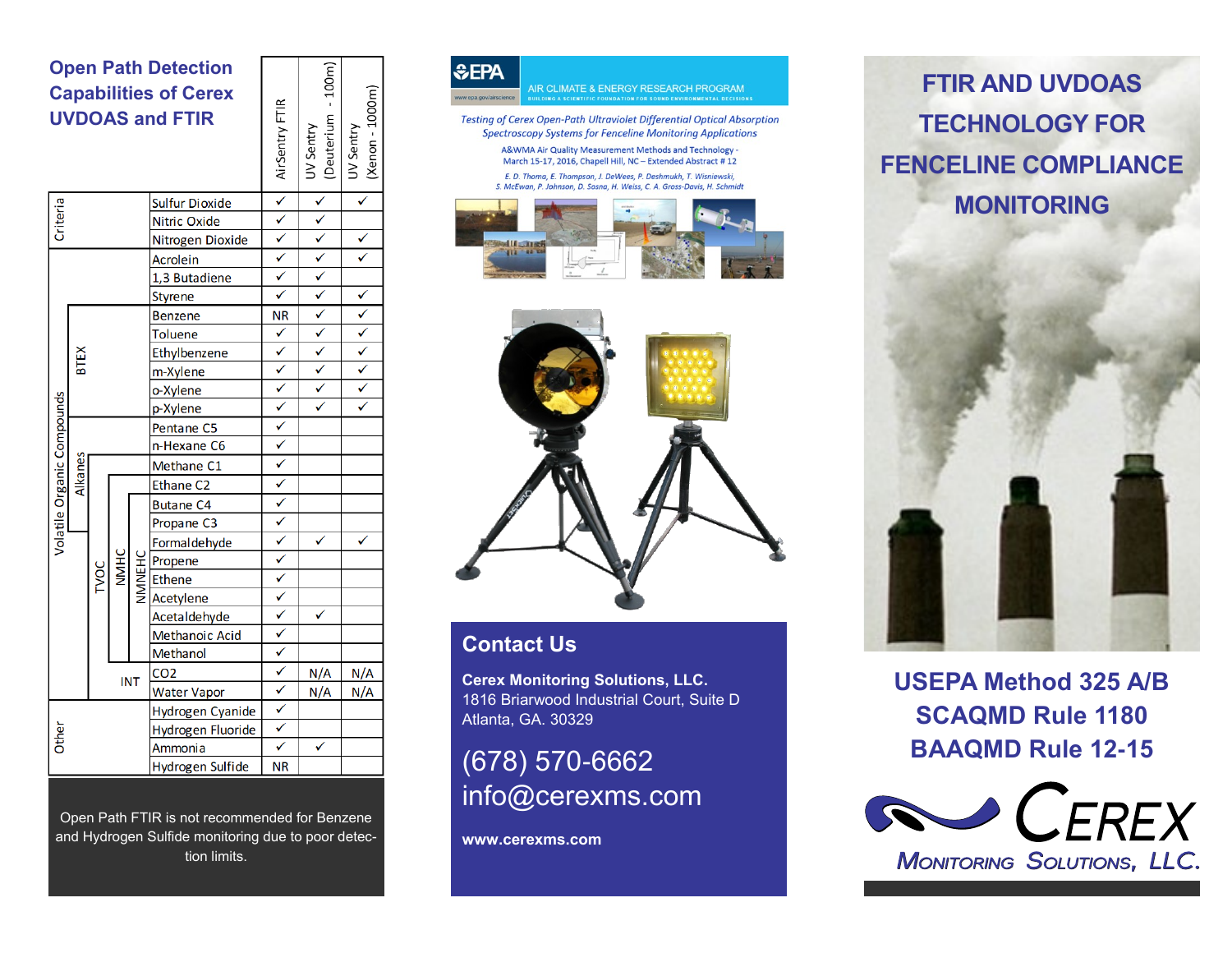## Open Path Detection Capabilities of Cerex UVDOAS and FTIR

| Category | | | | | Compound | AirSentry FTIR | UV Sentry (Deuterium - 100m) | UV Sentry (Xenon - 1000m) |
|---|---|---|---|---|---|---|---|---|
| Criteria | | | | | Sulfur Dioxide | ✓ | ✓ | ✓ |
| | | | | | Nitric Oxide | ✓ | ✓ | |
| | | | | | Nitrogen Dioxide | ✓ | ✓ | ✓ |
| Volatile Organic Compounds | | | | | Acrolein | ✓ | ✓ | ✓ |
| | | | | | 1,3 Butadiene | ✓ | ✓ | |
| | | | | | Styrene | ✓ | ✓ | ✓ |
| | BTEX | | | | Benzene | NR | ✓ | ✓ |
| | | | | | Toluene | ✓ | ✓ | ✓ |
| | | | | | Ethylbenzene | ✓ | ✓ | ✓ |
| | | | | | m-Xylene | ✓ | ✓ | ✓ |
| | | | | | o-Xylene | ✓ | ✓ | ✓ |
| | | | | | p-Xylene | ✓ | ✓ | ✓ |
| | Alkanes | | | | Pentane C5 | ✓ | | |
| | | | | | n-Hexane C6 | ✓ | | |
| | | TVOC | | | Methane C1 | ✓ | | |
| | | | NMHC | | Ethane C2 | ✓ | | |
| | | | | NMNEHC | Butane C4 | ✓ | | |
| | | | | | Propane C3 | ✓ | | |
| | | | | | Formaldehyde | ✓ | ✓ | ✓ |
| | | | | | Propene | ✓ | | |
| | | | | | Ethene | ✓ | | |
| | | | | | Acetylene | ✓ | | |
| | | | | | Acetaldehyde | ✓ | ✓ | |
| | | | | | Methanoic Acid | ✓ | | |
| | | | | | Methanol | ✓ | | |
| | | INT | | | CO2 | ✓ | N/A | N/A |
| | | | | | Water Vapor | ✓ | N/A | N/A |
| Other | | | | | Hydrogen Cyanide | ✓ | | |
| | | | | | Hydrogen Fluoride | ✓ | | |
| | | | | | Ammonia | ✓ | ✓ | |
| | | | | | Hydrogen Sulfide | NR | | |

Open Path FTIR is not recommended for Benzene and Hydrogen Sulfide monitoring due to poor detection limits.

EPA — AIR CLIMATE & ENERGY RESEARCH PROGRAM — BUILDING A SCIENTIFIC FOUNDATION FOR SOUND ENVIRONMENTAL DECISIONS — www.epa.gov/airscience

*Testing of Cerex Open-Path Ultraviolet Differential Optical Absorption Spectroscopy Systems for Fenceline Monitoring Applications*

A&WMA Air Quality Measurement Methods and Technology - March 15-17, 2016, Chapell Hill, NC – Extended Abstract # 12

*E. D. Thoma, E. Thompson, J. DeWees, P. Deshmukh, T. Wisniewski, S. McEwan, P. Johnson, D. Sosna, H. Weiss, C. A. Gross-Davis, H. Schmidt*

## Contact Us

**Cerex Monitoring Solutions, LLC.**
1816 Briarwood Industrial Court, Suite D
Atlanta, GA. 30329

(678) 570-6662
info@cerexms.com

**www.cerexms.com**

# FTIR AND UVDOAS TECHNOLOGY FOR FENCELINE COMPLIANCE MONITORING

## USEPA Method 325 A/B
## SCAQMD Rule 1180
## BAAQMD Rule 12-15

CEREX MONITORING SOLUTIONS, LLC.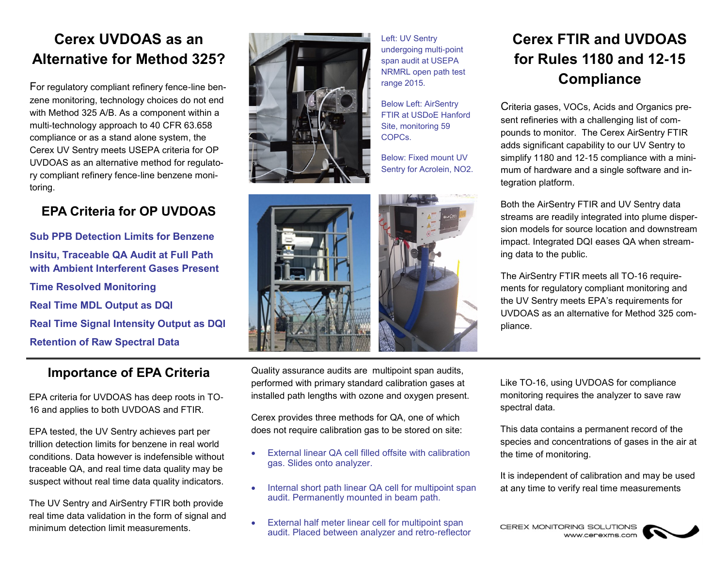# Cerex UVDOAS as an Alternative for Method 325?

For regulatory compliant refinery fence-line benzene monitoring, technology choices do not end with Method 325 A/B. As a component within a multi-technology approach to 40 CFR 63.658 compliance or as a stand alone system, the Cerex UV Sentry meets USEPA criteria for OP UVDOAS as an alternative method for regulatory compliant refinery fence-line benzene monitoring.

## EPA Criteria for OP UVDOAS

**Sub PPB Detection Limits for Benzene**

**Insitu, Traceable QA Audit at Full Path with Ambient Interferent Gases Present**

**Time Resolved Monitoring**

**Real Time MDL Output as DQI**

**Real Time Signal Intensity Output as DQI**

**Retention of Raw Spectral Data**

Left: UV Sentry undergoing multi-point span audit at USEPA NRMRL open path test range 2015.

Below Left: AirSentry FTIR at USDoE Hanford Site, monitoring 59 COPCs.

Below: Fixed mount UV Sentry for Acrolein, NO2.

# Cerex FTIR and UVDOAS for Rules 1180 and 12-15 Compliance

Criteria gases, VOCs, Acids and Organics present refineries with a challenging list of compounds to monitor. The Cerex AirSentry FTIR adds significant capability to our UV Sentry to simplify 1180 and 12-15 compliance with a minimum of hardware and a single software and integration platform.

Both the AirSentry FTIR and UV Sentry data streams are readily integrated into plume dispersion models for source location and downstream impact. Integrated DQI eases QA when streaming data to the public.

The AirSentry FTIR meets all TO-16 requirements for regulatory compliant monitoring and the UV Sentry meets EPA's requirements for UVDOAS as an alternative for Method 325 compliance.

## Importance of EPA Criteria

EPA criteria for UVDOAS has deep roots in TO-16 and applies to both UVDOAS and FTIR.

EPA tested, the UV Sentry achieves part per trillion detection limits for benzene in real world conditions. Data however is indefensible without traceable QA, and real time data quality may be suspect without real time data quality indicators.

The UV Sentry and AirSentry FTIR both provide real time data validation in the form of signal and minimum detection limit measurements.

Quality assurance audits are multipoint span audits, performed with primary standard calibration gases at installed path lengths with ozone and oxygen present.

Cerex provides three methods for QA, one of which does not require calibration gas to be stored on site:

- External linear QA cell filled offsite with calibration gas. Slides onto analyzer.
- Internal short path linear QA cell for multipoint span audit. Permanently mounted in beam path.
- External half meter linear cell for multipoint span audit. Placed between analyzer and retro-reflector

Like TO-16, using UVDOAS for compliance monitoring requires the analyzer to save raw spectral data.

This data contains a permanent record of the species and concentrations of gases in the air at the time of monitoring.

It is independent of calibration and may be used at any time to verify real time measurements

CEREX MONITORING SOLUTIONS
www.cerexms.com